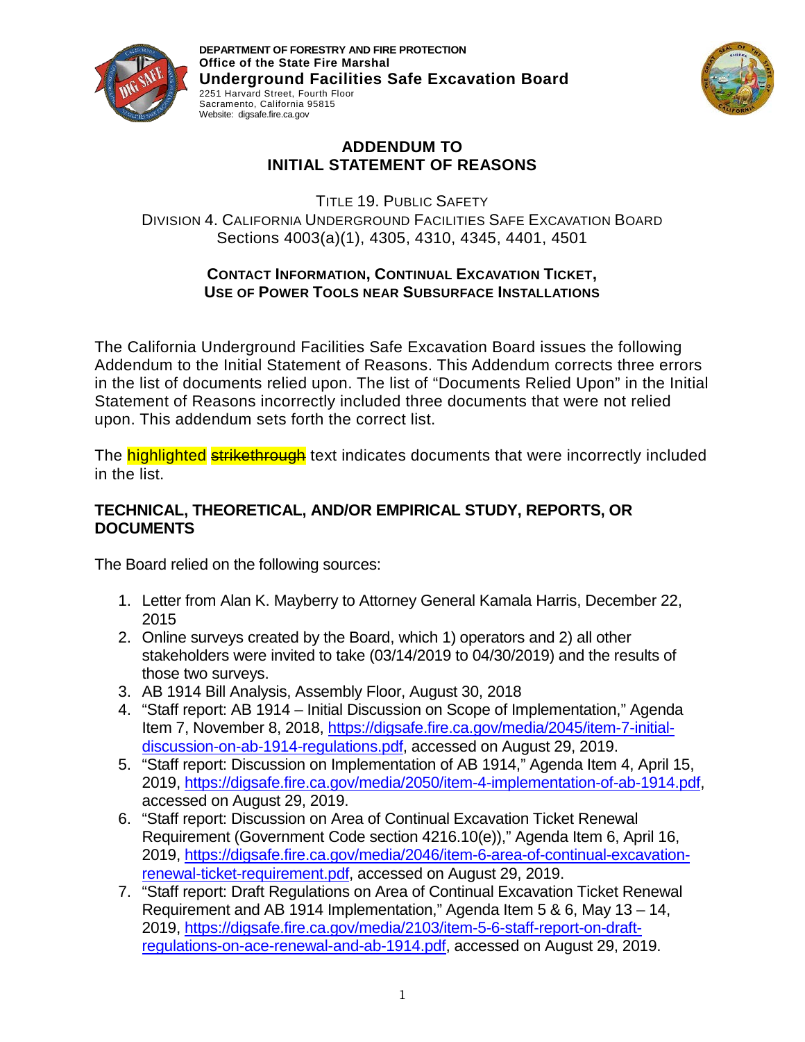**DEPARTMENT OF FORESTRY AND FIRE PROTECTION**
**Office of the State Fire Marshal**
**Underground Facilities Safe Excavation Board**
2251 Harvard Street, Fourth Floor
Sacramento, California 95815
Website: digsafe.fire.ca.gov

# ADDENDUM TO INITIAL STATEMENT OF REASONS

TITLE 19. PUBLIC SAFETY
DIVISION 4. CALIFORNIA UNDERGROUND FACILITIES SAFE EXCAVATION BOARD
Sections 4003(a)(1), 4305, 4310, 4345, 4401, 4501

**CONTACT INFORMATION, CONTINUAL EXCAVATION TICKET, USE OF POWER TOOLS NEAR SUBSURFACE INSTALLATIONS**

The California Underground Facilities Safe Excavation Board issues the following Addendum to the Initial Statement of Reasons. This Addendum corrects three errors in the list of documents relied upon. The list of "Documents Relied Upon" in the Initial Statement of Reasons incorrectly included three documents that were not relied upon. This addendum sets forth the correct list.

The highlighted ~~strikethrough~~ text indicates documents that were incorrectly included in the list.

## TECHNICAL, THEORETICAL, AND/OR EMPIRICAL STUDY, REPORTS, OR DOCUMENTS

The Board relied on the following sources:

1. Letter from Alan K. Mayberry to Attorney General Kamala Harris, December 22, 2015
2. Online surveys created by the Board, which 1) operators and 2) all other stakeholders were invited to take (03/14/2019 to 04/30/2019) and the results of those two surveys.
3. AB 1914 Bill Analysis, Assembly Floor, August 30, 2018
4. "Staff report: AB 1914 – Initial Discussion on Scope of Implementation," Agenda Item 7, November 8, 2018, https://digsafe.fire.ca.gov/media/2045/item-7-initial-discussion-on-ab-1914-regulations.pdf, accessed on August 29, 2019.
5. "Staff report: Discussion on Implementation of AB 1914," Agenda Item 4, April 15, 2019, https://digsafe.fire.ca.gov/media/2050/item-4-implementation-of-ab-1914.pdf, accessed on August 29, 2019.
6. "Staff report: Discussion on Area of Continual Excavation Ticket Renewal Requirement (Government Code section 4216.10(e))," Agenda Item 6, April 16, 2019, https://digsafe.fire.ca.gov/media/2046/item-6-area-of-continual-excavation-renewal-ticket-requirement.pdf, accessed on August 29, 2019.
7. "Staff report: Draft Regulations on Area of Continual Excavation Ticket Renewal Requirement and AB 1914 Implementation," Agenda Item 5 & 6, May 13 – 14, 2019, https://digsafe.fire.ca.gov/media/2103/item-5-6-staff-report-on-draft-regulations-on-ace-renewal-and-ab-1914.pdf, accessed on August 29, 2019.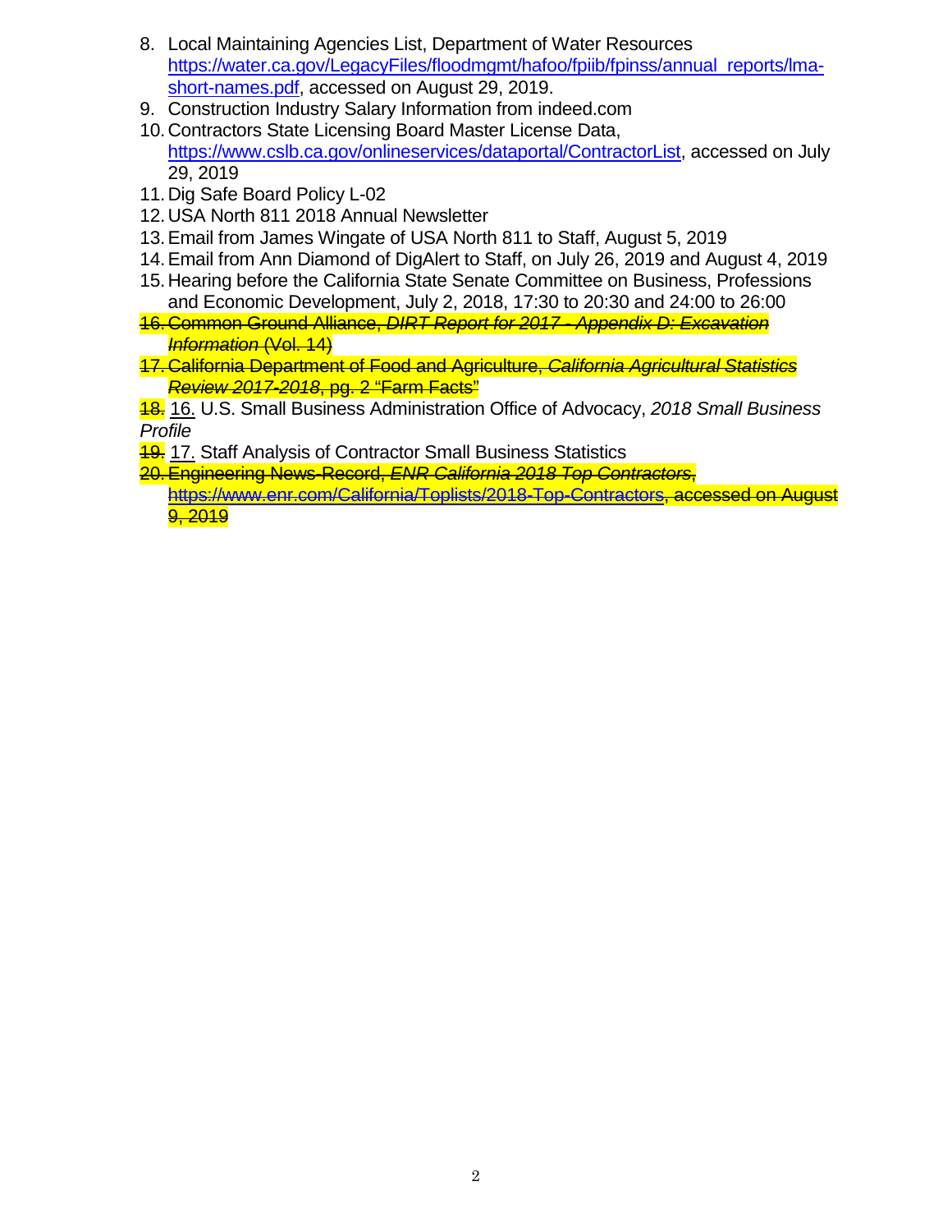8. Local Maintaining Agencies List, Department of Water Resources https://water.ca.gov/LegacyFiles/floodmgmt/hafoo/fpiib/fpinss/annual_reports/lma-short-names.pdf, accessed on August 29, 2019.
9. Construction Industry Salary Information from indeed.com
10. Contractors State Licensing Board Master License Data, https://www.cslb.ca.gov/onlineservices/dataportal/ContractorList, accessed on July 29, 2019
11. Dig Safe Board Policy L-02
12. USA North 811 2018 Annual Newsletter
13. Email from James Wingate of USA North 811 to Staff, August 5, 2019
14. Email from Ann Diamond of DigAlert to Staff, on July 26, 2019 and August 4, 2019
15. Hearing before the California State Senate Committee on Business, Professions and Economic Development, July 2, 2018, 17:30 to 20:30 and 24:00 to 26:00

~~16. Common Ground Alliance, *DIRT Report for 2017 - Appendix D: Excavation Information* (Vol. 14)~~

~~17. California Department of Food and Agriculture, *California Agricultural Statistics Review 2017-2018*, pg. 2 "Farm Facts"~~

~~18.~~ 16. U.S. Small Business Administration Office of Advocacy, *2018 Small Business Profile*

~~19.~~ 17. Staff Analysis of Contractor Small Business Statistics

~~20. Engineering News-Record, *ENR California 2018 Top Contractors*, https://www.enr.com/California/Toplists/2018-Top-Contractors, accessed on August 9, 2019~~